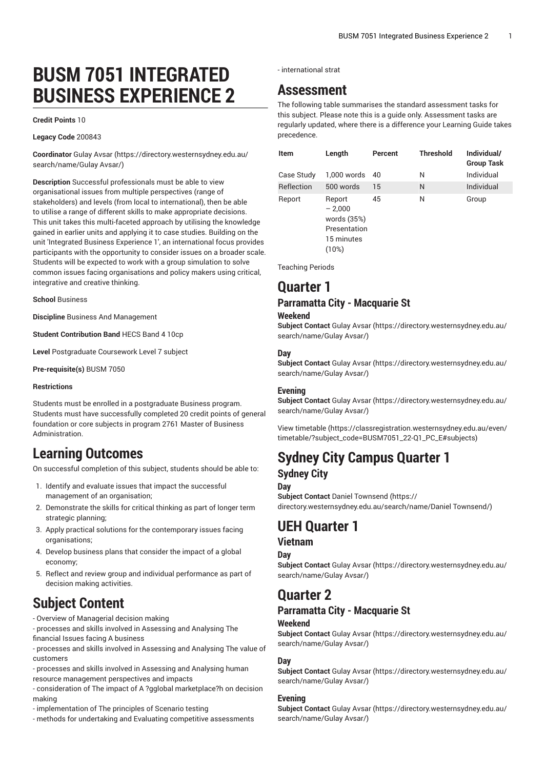# BUSM 7051 INTEGRATED BUSINESS EXPERIENCE 2

**Credit Points** 10

**Legacy Code** 200843

**Coordinator** Gulay Avsar (https://directory.westernsydney.edu.au/search/name/Gulay Avsar/)

**Description** Successful professionals must be able to view organisational issues from multiple perspectives (range of stakeholders) and levels (from local to international), then be able to utilise a range of different skills to make appropriate decisions. This unit takes this multi-faceted approach by utilising the knowledge gained in earlier units and applying it to case studies. Building on the unit 'Integrated Business Experience 1', an international focus provides participants with the opportunity to consider issues on a broader scale. Students will be expected to work with a group simulation to solve common issues facing organisations and policy makers using critical, integrative and creative thinking.

**School** Business

**Discipline** Business And Management

**Student Contribution Band** HECS Band 4 10cp

**Level** Postgraduate Coursework Level 7 subject

**Pre-requisite(s)** BUSM 7050

**Restrictions**

Students must be enrolled in a postgraduate Business program. Students must have successfully completed 20 credit points of general foundation or core subjects in program 2761 Master of Business Administration.

## Learning Outcomes

On successful completion of this subject, students should be able to:

1. Identify and evaluate issues that impact the successful management of an organisation;
2. Demonstrate the skills for critical thinking as part of longer term strategic planning;
3. Apply practical solutions for the contemporary issues facing organisations;
4. Develop business plans that consider the impact of a global economy;
5. Reflect and review group and individual performance as part of decision making activities.

## Subject Content

- Overview of Managerial decision making
- processes and skills involved in Assessing and Analysing The financial Issues facing A business
- processes and skills involved in Assessing and Analysing The value of customers
- processes and skills involved in Assessing and Analysing human resource management perspectives and impacts
- consideration of The impact of A ?gglobal marketplace?h on decision making
- implementation of The principles of Scenario testing
- methods for undertaking and Evaluating competitive assessments
- international strat

## Assessment

The following table summarises the standard assessment tasks for this subject. Please note this is a guide only. Assessment tasks are regularly updated, where there is a difference your Learning Guide takes precedence.

| Item | Length | Percent | Threshold | Individual/ Group Task |
|---|---|---|---|---|
| Case Study | 1,000 words | 40 | N | Individual |
| Reflection | 500 words | 15 | N | Individual |
| Report | Report – 2,000 words (35%) Presentation 15 minutes (10%) | 45 | N | Group |

Teaching Periods

# Quarter 1

## Parramatta City - Macquarie St

### Weekend

**Subject Contact** Gulay Avsar (https://directory.westernsydney.edu.au/search/name/Gulay Avsar/)

### Day

**Subject Contact** Gulay Avsar (https://directory.westernsydney.edu.au/search/name/Gulay Avsar/)

### Evening

**Subject Contact** Gulay Avsar (https://directory.westernsydney.edu.au/search/name/Gulay Avsar/)

View timetable (https://classregistration.westernsydney.edu.au/even/timetable/?subject_code=BUSM7051_22-Q1_PC_E#subjects)

# Sydney City Campus Quarter 1

## Sydney City

### Day

**Subject Contact** Daniel Townsend (https://directory.westernsydney.edu.au/search/name/Daniel Townsend/)

# UEH Quarter 1

## Vietnam

### Day

**Subject Contact** Gulay Avsar (https://directory.westernsydney.edu.au/search/name/Gulay Avsar/)

# Quarter 2

## Parramatta City - Macquarie St

### Weekend

**Subject Contact** Gulay Avsar (https://directory.westernsydney.edu.au/search/name/Gulay Avsar/)

### Day

**Subject Contact** Gulay Avsar (https://directory.westernsydney.edu.au/search/name/Gulay Avsar/)

### Evening

**Subject Contact** Gulay Avsar (https://directory.westernsydney.edu.au/search/name/Gulay Avsar/)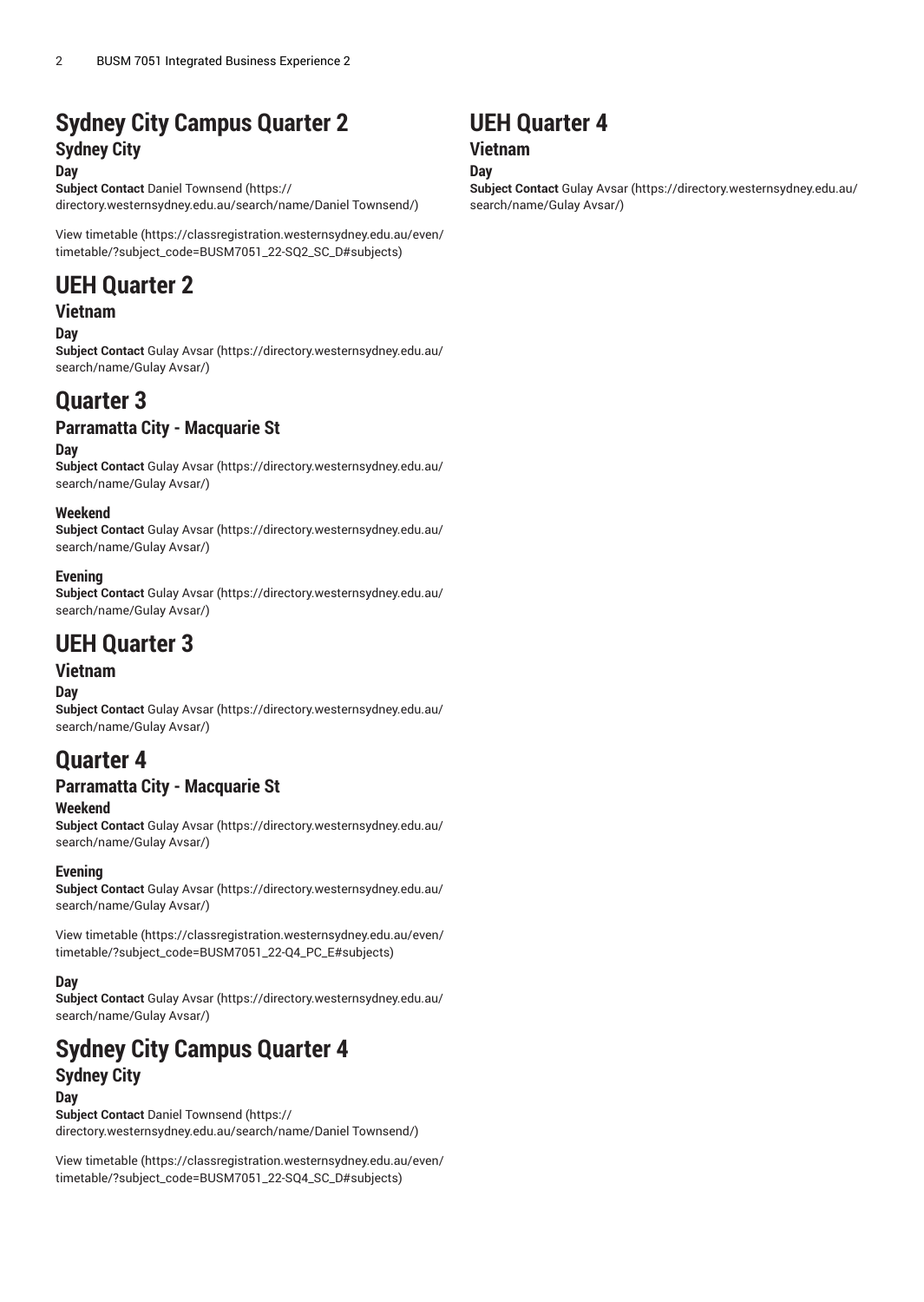# Sydney City Campus Quarter 2

## Sydney City

### Day

**Subject Contact** Daniel Townsend (https://directory.westernsydney.edu.au/search/name/Daniel Townsend/)

View timetable (https://classregistration.westernsydney.edu.au/even/timetable/?subject_code=BUSM7051_22-SQ2_SC_D#subjects)

# UEH Quarter 2

## Vietnam

### Day

**Subject Contact** Gulay Avsar (https://directory.westernsydney.edu.au/search/name/Gulay Avsar/)

# Quarter 3

## Parramatta City - Macquarie St

### Day

**Subject Contact** Gulay Avsar (https://directory.westernsydney.edu.au/search/name/Gulay Avsar/)

### Weekend

**Subject Contact** Gulay Avsar (https://directory.westernsydney.edu.au/search/name/Gulay Avsar/)

### Evening

**Subject Contact** Gulay Avsar (https://directory.westernsydney.edu.au/search/name/Gulay Avsar/)

# UEH Quarter 3

## Vietnam

### Day

**Subject Contact** Gulay Avsar (https://directory.westernsydney.edu.au/search/name/Gulay Avsar/)

# Quarter 4

## Parramatta City - Macquarie St

### Weekend

**Subject Contact** Gulay Avsar (https://directory.westernsydney.edu.au/search/name/Gulay Avsar/)

### Evening

**Subject Contact** Gulay Avsar (https://directory.westernsydney.edu.au/search/name/Gulay Avsar/)

View timetable (https://classregistration.westernsydney.edu.au/even/timetable/?subject_code=BUSM7051_22-Q4_PC_E#subjects)

### Day

**Subject Contact** Gulay Avsar (https://directory.westernsydney.edu.au/search/name/Gulay Avsar/)

# Sydney City Campus Quarter 4

## Sydney City

### Day

**Subject Contact** Daniel Townsend (https://directory.westernsydney.edu.au/search/name/Daniel Townsend/)

View timetable (https://classregistration.westernsydney.edu.au/even/timetable/?subject_code=BUSM7051_22-SQ4_SC_D#subjects)

# UEH Quarter 4

## Vietnam

### Day

**Subject Contact** Gulay Avsar (https://directory.westernsydney.edu.au/search/name/Gulay Avsar/)